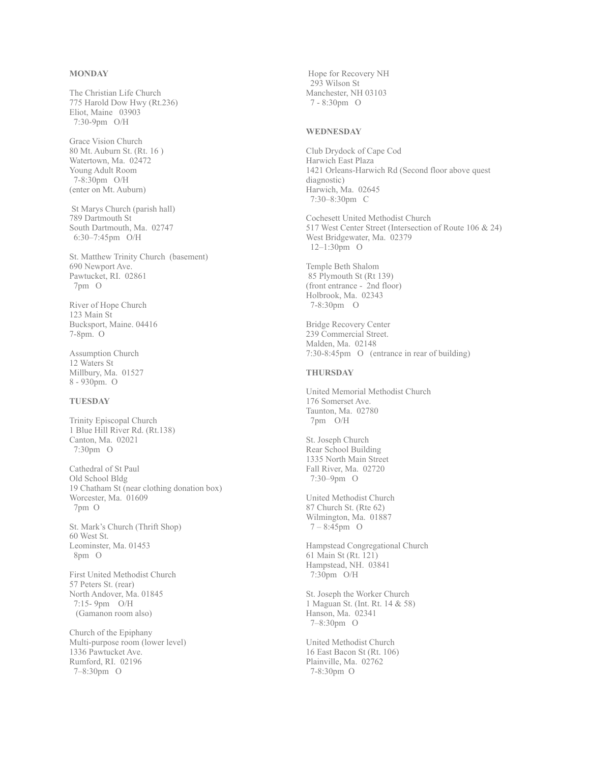**MONDAY**

The Christian Life Church
775 Harold Dow Hwy (Rt.236)
Eliot, Maine 03903
7:30-9pm O/H

Grace Vision Church
80 Mt. Auburn St. (Rt. 16 )
Watertown, Ma. 02472
Young Adult Room
7-8:30pm O/H
(enter on Mt. Auburn)

St Marys Church (parish hall)
789 Dartmouth St
South Dartmouth, Ma. 02747
6:30–7:45pm O/H

St. Matthew Trinity Church (basement)
690 Newport Ave.
Pawtucket, RI. 02861
7pm O

River of Hope Church
123 Main St
Bucksport, Maine. 04416
7-8pm. O

Assumption Church
12 Waters St
Millbury, Ma. 01527
8 - 930pm. O

**TUESDAY**

Trinity Episcopal Church
1 Blue Hill River Rd. (Rt.138)
Canton, Ma. 02021
7:30pm O

Cathedral of St Paul
Old School Bldg
19 Chatham St (near clothing donation box)
Worcester, Ma. 01609
7pm O

St. Mark's Church (Thrift Shop)
60 West St.
Leominster, Ma. 01453
8pm O

First United Methodist Church
57 Peters St. (rear)
North Andover, Ma. 01845
7:15- 9pm O/H
(Gamanon room also)

Church of the Epiphany
Multi-purpose room (lower level)
1336 Pawtucket Ave.
Rumford, RI. 02196
7–8:30pm O

Hope for Recovery NH
293 Wilson St
Manchester, NH 03103
7 - 8:30pm O

**WEDNESDAY**

Club Drydock of Cape Cod
Harwich East Plaza
1421 Orleans-Harwich Rd (Second floor above quest diagnostic)
Harwich, Ma. 02645
7:30–8:30pm C

Cochesett United Methodist Church
517 West Center Street (Intersection of Route 106 & 24)
West Bridgewater, Ma. 02379
12–1:30pm O

Temple Beth Shalom
85 Plymouth St (Rt 139)
(front entrance - 2nd floor)
Holbrook, Ma. 02343
7-8:30pm O

Bridge Recovery Center
239 Commercial Street.
Malden, Ma. 02148
7:30-8:45pm O (entrance in rear of building)

**THURSDAY**

United Memorial Methodist Church
176 Somerset Ave.
Taunton, Ma. 02780
7pm O/H

St. Joseph Church
Rear School Building
1335 North Main Street
Fall River, Ma. 02720
7:30–9pm O

United Methodist Church
87 Church St. (Rte 62)
Wilmington, Ma. 01887
7 – 8:45pm O

Hampstead Congregational Church
61 Main St (Rt. 121)
Hampstead, NH. 03841
7:30pm O/H

St. Joseph the Worker Church
1 Maguan St. (Int. Rt. 14 & 58)
Hanson, Ma. 02341
7–8:30pm O

United Methodist Church
16 East Bacon St (Rt. 106)
Plainville, Ma. 02762
7-8:30pm O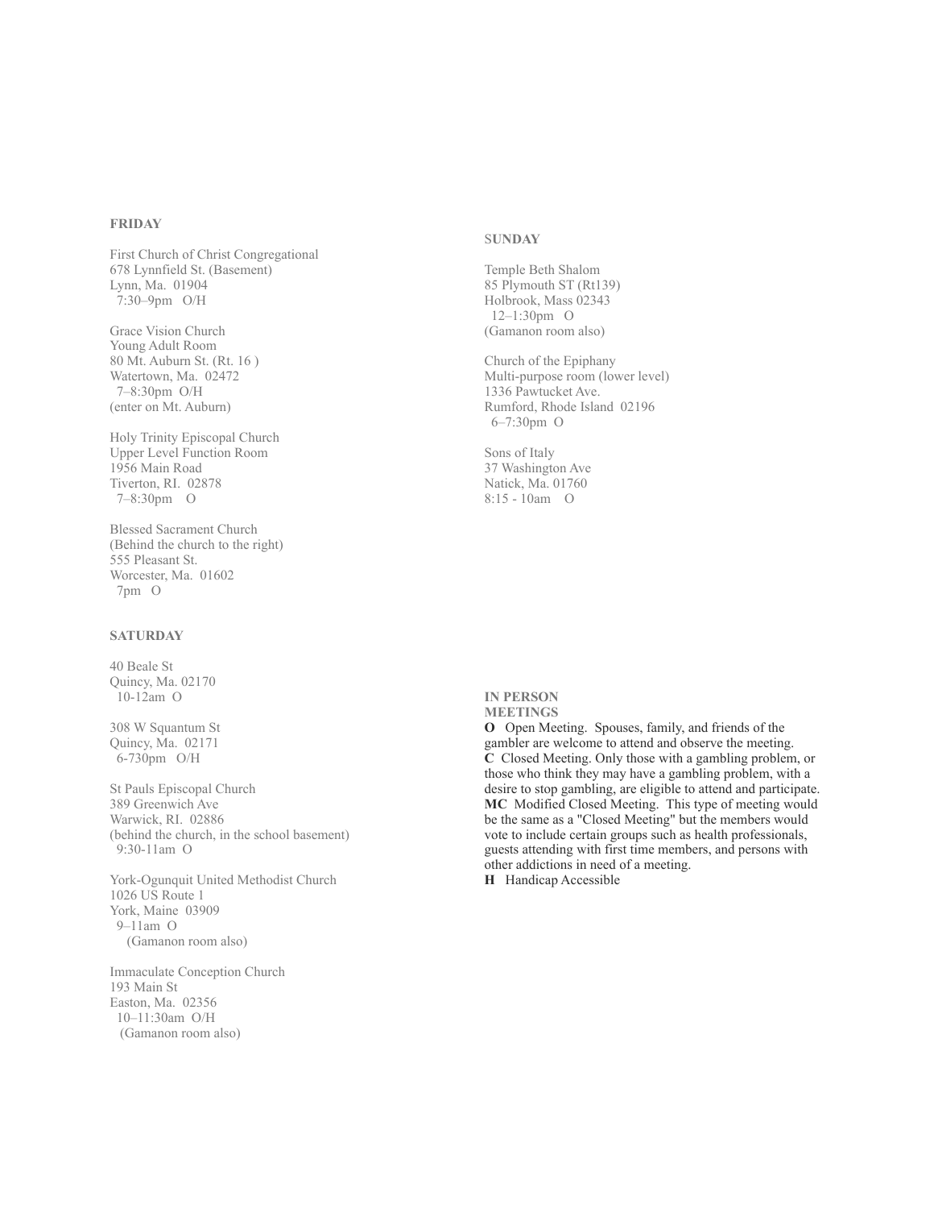## FRIDAY

First Church of Christ Congregational
678 Lynnfield St. (Basement)
Lynn, Ma. 01904
7:30–9pm O/H

Grace Vision Church
Young Adult Room
80 Mt. Auburn St. (Rt. 16 )
Watertown, Ma. 02472
7–8:30pm O/H
(enter on Mt. Auburn)

Holy Trinity Episcopal Church
Upper Level Function Room
1956 Main Road
Tiverton, RI. 02878
7–8:30pm O

Blessed Sacrament Church
(Behind the church to the right)
555 Pleasant St.
Worcester, Ma. 01602
7pm O

## SATURDAY

40 Beale St
Quincy, Ma. 02170
10-12am O

308 W Squantum St
Quincy, Ma. 02171
6-730pm O/H

St Pauls Episcopal Church
389 Greenwich Ave
Warwick, RI. 02886
(behind the church, in the school basement)
9:30-11am O

York-Ogunquit United Methodist Church
1026 US Route 1
York, Maine 03909
9–11am O
(Gamanon room also)

Immaculate Conception Church
193 Main St
Easton, Ma. 02356
10–11:30am O/H
(Gamanon room also)

## SUNDAY

Temple Beth Shalom
85 Plymouth ST (Rt139)
Holbrook, Mass 02343
12–1:30pm O
(Gamanon room also)

Church of the Epiphany
Multi-purpose room (lower level)
1336 Pawtucket Ave.
Rumford, Rhode Island 02196
6–7:30pm O

Sons of Italy
37 Washington Ave
Natick, Ma. 01760
8:15 - 10am O

## IN PERSON MEETINGS

**O** Open Meeting. Spouses, family, and friends of the gambler are welcome to attend and observe the meeting.
**C** Closed Meeting. Only those with a gambling problem, or those who think they may have a gambling problem, with a desire to stop gambling, are eligible to attend and participate.
**MC** Modified Closed Meeting. This type of meeting would be the same as a "Closed Meeting" but the members would vote to include certain groups such as health professionals, guests attending with first time members, and persons with other addictions in need of a meeting.
**H** Handicap Accessible